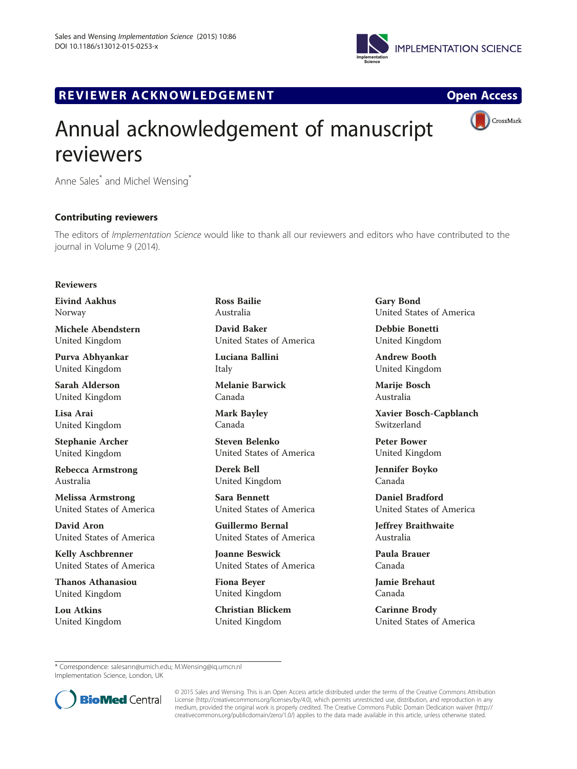# Annual acknowledgement of manuscript reviewers

Anne Sales* and Michel Wensing*

## Contributing reviewers

The editors of *Implementation Science* would like to thank all our reviewers and editors who have contributed to the journal in Volume 9 (2014).

### Reviewers

**Eivind Aakhus**
Norway

**Michele Abendstern**
United Kingdom

**Purva Abhyankar**
United Kingdom

**Sarah Alderson**
United Kingdom

**Lisa Arai**
United Kingdom

**Stephanie Archer**
United Kingdom

**Rebecca Armstrong**
Australia

**Melissa Armstrong**
United States of America

**David Aron**
United States of America

**Kelly Aschbrenner**
United States of America

**Thanos Athanasiou**
United Kingdom

**Lou Atkins**
United Kingdom

**Ross Bailie**
Australia

**David Baker**
United States of America

**Luciana Ballini**
Italy

**Melanie Barwick**
Canada

**Mark Bayley**
Canada

**Steven Belenko**
United States of America

**Derek Bell**
United Kingdom

**Sara Bennett**
United States of America

**Guillermo Bernal**
United States of America

**Joanne Beswick**
United States of America

**Fiona Beyer**
United Kingdom

**Christian Blickem**
United Kingdom

**Gary Bond**
United States of America

**Debbie Bonetti**
United Kingdom

**Andrew Booth**
United Kingdom

**Marije Bosch**
Australia

**Xavier Bosch-Capblanch**
Switzerland

**Peter Bower**
United Kingdom

**Jennifer Boyko**
Canada

**Daniel Bradford**
United States of America

**Jeffrey Braithwaite**
Australia

**Paula Brauer**
Canada

**Jamie Brehaut**
Canada

**Carinne Brody**
United States of America

* Correspondence: salesann@umich.edu; M.Wensing@iq.umcn.nl
Implementation Science, London, UK

© 2015 Sales and Wensing. This is an Open Access article distributed under the terms of the Creative Commons Attribution License (http://creativecommons.org/licenses/by/4.0), which permits unrestricted use, distribution, and reproduction in any medium, provided the original work is properly credited. The Creative Commons Public Domain Dedication waiver (http://creativecommons.org/publicdomain/zero/1.0/) applies to the data made available in this article, unless otherwise stated.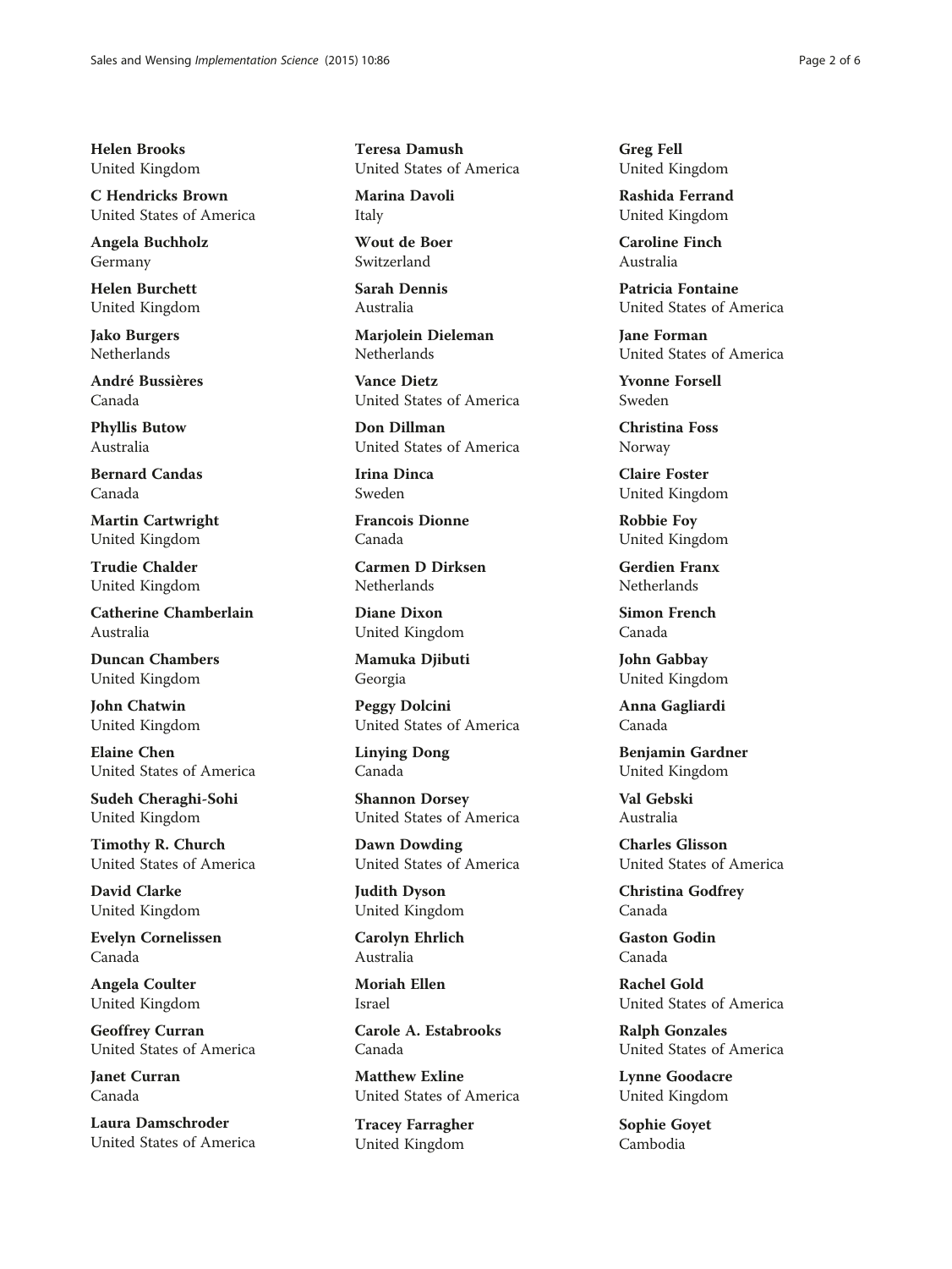**Helen Brooks**
United Kingdom

**C Hendricks Brown**
United States of America

**Angela Buchholz**
Germany

**Helen Burchett**
United Kingdom

**Jako Burgers**
Netherlands

**André Bussières**
Canada

**Phyllis Butow**
Australia

**Bernard Candas**
Canada

**Martin Cartwright**
United Kingdom

**Trudie Chalder**
United Kingdom

**Catherine Chamberlain**
Australia

**Duncan Chambers**
United Kingdom

**John Chatwin**
United Kingdom

**Elaine Chen**
United States of America

**Sudeh Cheraghi-Sohi**
United Kingdom

**Timothy R. Church**
United States of America

**David Clarke**
United Kingdom

**Evelyn Cornelissen**
Canada

**Angela Coulter**
United Kingdom

**Geoffrey Curran**
United States of America

**Janet Curran**
Canada

**Laura Damschroder**
United States of America

**Teresa Damush**
United States of America

**Marina Davoli**
Italy

**Wout de Boer**
Switzerland

**Sarah Dennis**
Australia

**Marjolein Dieleman**
Netherlands

**Vance Dietz**
United States of America

**Don Dillman**
United States of America

**Irina Dinca**
Sweden

**Francois Dionne**
Canada

**Carmen D Dirksen**
Netherlands

**Diane Dixon**
United Kingdom

**Mamuka Djibuti**
Georgia

**Peggy Dolcini**
United States of America

**Linying Dong**
Canada

**Shannon Dorsey**
United States of America

**Dawn Dowding**
United States of America

**Judith Dyson**
United Kingdom

**Carolyn Ehrlich**
Australia

**Moriah Ellen**
Israel

**Carole A. Estabrooks**
Canada

**Matthew Exline**
United States of America

**Tracey Farragher**
United Kingdom

**Greg Fell**
United Kingdom

**Rashida Ferrand**
United Kingdom

**Caroline Finch**
Australia

**Patricia Fontaine**
United States of America

**Jane Forman**
United States of America

**Yvonne Forsell**
Sweden

**Christina Foss**
Norway

**Claire Foster**
United Kingdom

**Robbie Foy**
United Kingdom

**Gerdien Franx**
Netherlands

**Simon French**
Canada

**John Gabbay**
United Kingdom

**Anna Gagliardi**
Canada

**Benjamin Gardner**
United Kingdom

**Val Gebski**
Australia

**Charles Glisson**
United States of America

**Christina Godfrey**
Canada

**Gaston Godin**
Canada

**Rachel Gold**
United States of America

**Ralph Gonzales**
United States of America

**Lynne Goodacre**
United Kingdom

**Sophie Goyet**
Cambodia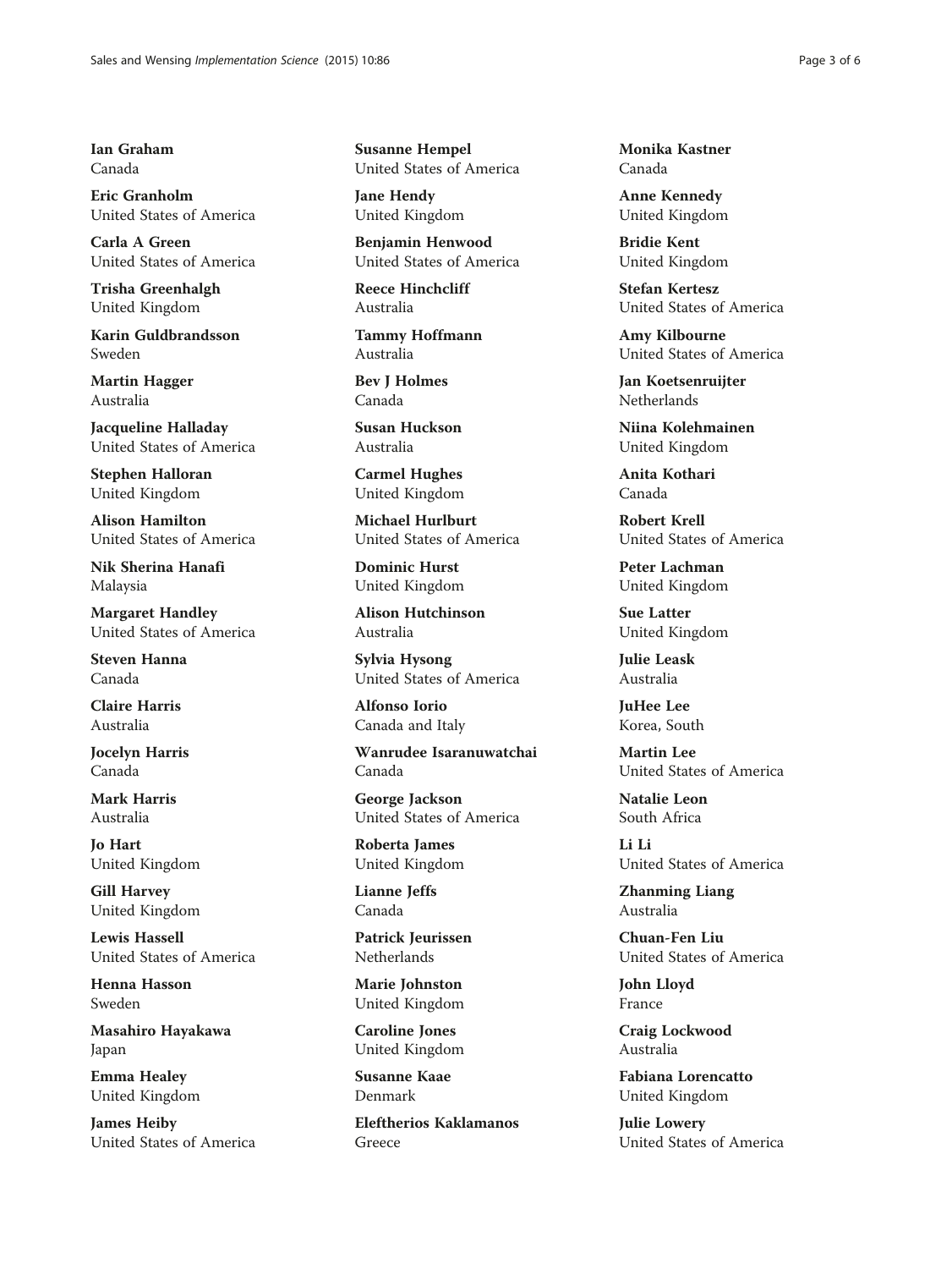**Ian Graham**
Canada

**Eric Granholm**
United States of America

**Carla A Green**
United States of America

**Trisha Greenhalgh**
United Kingdom

**Karin Guldbrandsson**
Sweden

**Martin Hagger**
Australia

**Jacqueline Halladay**
United States of America

**Stephen Halloran**
United Kingdom

**Alison Hamilton**
United States of America

**Nik Sherina Hanafi**
Malaysia

**Margaret Handley**
United States of America

**Steven Hanna**
Canada

**Claire Harris**
Australia

**Jocelyn Harris**
Canada

**Mark Harris**
Australia

**Jo Hart**
United Kingdom

**Gill Harvey**
United Kingdom

**Lewis Hassell**
United States of America

**Henna Hasson**
Sweden

**Masahiro Hayakawa**
Japan

**Emma Healey**
United Kingdom

**James Heiby**
United States of America

**Susanne Hempel**
United States of America

**Jane Hendy**
United Kingdom

**Benjamin Henwood**
United States of America

**Reece Hinchcliff**
Australia

**Tammy Hoffmann**
Australia

**Bev J Holmes**
Canada

**Susan Huckson**
Australia

**Carmel Hughes**
United Kingdom

**Michael Hurlburt**
United States of America

**Dominic Hurst**
United Kingdom

**Alison Hutchinson**
Australia

**Sylvia Hysong**
United States of America

**Alfonso Iorio**
Canada and Italy

**Wanrudee Isaranuwatchai**
Canada

**George Jackson**
United States of America

**Roberta James**
United Kingdom

**Lianne Jeffs**
Canada

**Patrick Jeurissen**
Netherlands

**Marie Johnston**
United Kingdom

**Caroline Jones**
United Kingdom

**Susanne Kaae**
Denmark

**Eleftherios Kaklamanos**
Greece

**Monika Kastner**
Canada

**Anne Kennedy**
United Kingdom

**Bridie Kent**
United Kingdom

**Stefan Kertesz**
United States of America

**Amy Kilbourne**
United States of America

**Jan Koetsenruijter**
Netherlands

**Niina Kolehmainen**
United Kingdom

**Anita Kothari**
Canada

**Robert Krell**
United States of America

**Peter Lachman**
United Kingdom

**Sue Latter**
United Kingdom

**Julie Leask**
Australia

**JuHee Lee**
Korea, South

**Martin Lee**
United States of America

**Natalie Leon**
South Africa

**Li Li**
United States of America

**Zhanming Liang**
Australia

**Chuan-Fen Liu**
United States of America

**John Lloyd**
France

**Craig Lockwood**
Australia

**Fabiana Lorencatto**
United Kingdom

**Julie Lowery**
United States of America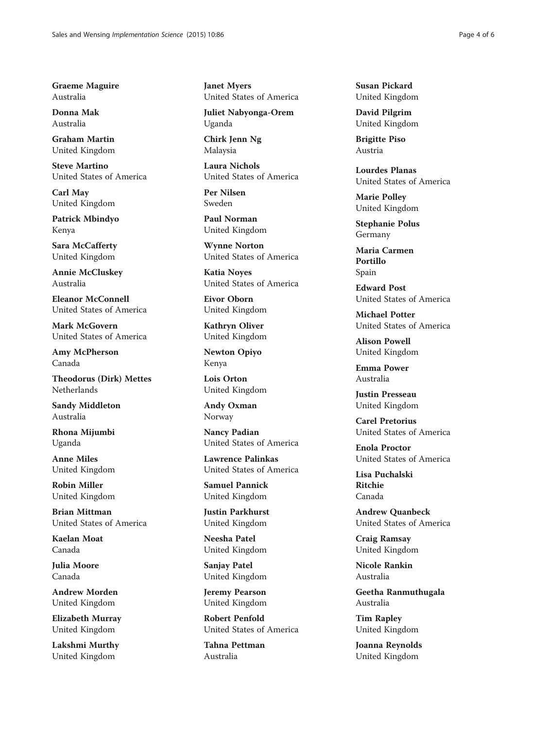**Graeme Maguire**
Australia

**Donna Mak**
Australia

**Graham Martin**
United Kingdom

**Steve Martino**
United States of America

**Carl May**
United Kingdom

**Patrick Mbindyo**
Kenya

**Sara McCafferty**
United Kingdom

**Annie McCluskey**
Australia

**Eleanor McConnell**
United States of America

**Mark McGovern**
United States of America

**Amy McPherson**
Canada

**Theodorus (Dirk) Mettes**
Netherlands

**Sandy Middleton**
Australia

**Rhona Mijumbi**
Uganda

**Anne Miles**
United Kingdom

**Robin Miller**
United Kingdom

**Brian Mittman**
United States of America

**Kaelan Moat**
Canada

**Julia Moore**
Canada

**Andrew Morden**
United Kingdom

**Elizabeth Murray**
United Kingdom

**Lakshmi Murthy**
United Kingdom

**Janet Myers**
United States of America

**Juliet Nabyonga-Orem**
Uganda

**Chirk Jenn Ng**
Malaysia

**Laura Nichols**
United States of America

**Per Nilsen**
Sweden

**Paul Norman**
United Kingdom

**Wynne Norton**
United States of America

**Katia Noyes**
United States of America

**Eivor Oborn**
United Kingdom

**Kathryn Oliver**
United Kingdom

**Newton Opiyo**
Kenya

**Lois Orton**
United Kingdom

**Andy Oxman**
Norway

**Nancy Padian**
United States of America

**Lawrence Palinkas**
United States of America

**Samuel Pannick**
United Kingdom

**Justin Parkhurst**
United Kingdom

**Neesha Patel**
United Kingdom

**Sanjay Patel**
United Kingdom

**Jeremy Pearson**
United Kingdom

**Robert Penfold**
United States of America

**Tahna Pettman**
Australia

**Susan Pickard**
United Kingdom

**David Pilgrim**
United Kingdom

**Brigitte Piso**
Austria

**Lourdes Planas**
United States of America

**Marie Polley**
United Kingdom

**Stephanie Polus**
Germany

**Maria Carmen Portillo**
Spain

**Edward Post**
United States of America

**Michael Potter**
United States of America

**Alison Powell**
United Kingdom

**Emma Power**
Australia

**Justin Presseau**
United Kingdom

**Carel Pretorius**
United States of America

**Enola Proctor**
United States of America

**Lisa Puchalski Ritchie**
Canada

**Andrew Quanbeck**
United States of America

**Craig Ramsay**
United Kingdom

**Nicole Rankin**
Australia

**Geetha Ranmuthugala**
Australia

**Tim Rapley**
United Kingdom

**Joanna Reynolds**
United Kingdom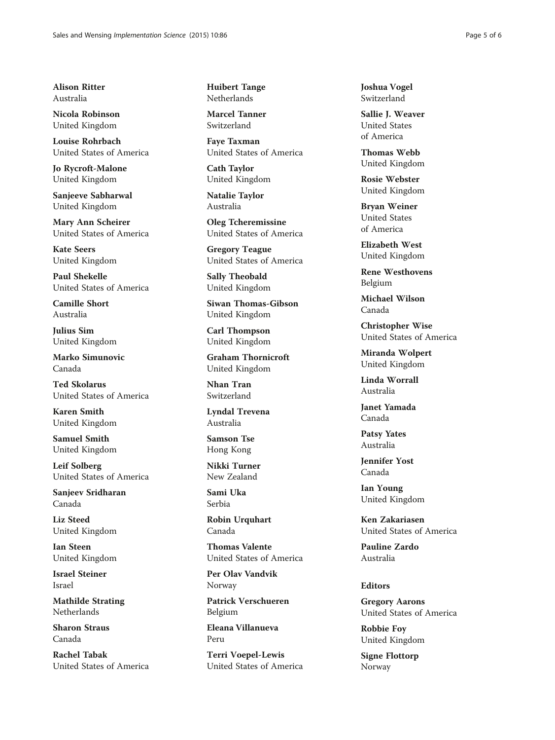**Alison Ritter**
Australia

**Nicola Robinson**
United Kingdom

**Louise Rohrbach**
United States of America

**Jo Rycroft-Malone**
United Kingdom

**Sanjeeve Sabharwal**
United Kingdom

**Mary Ann Scheirer**
United States of America

**Kate Seers**
United Kingdom

**Paul Shekelle**
United States of America

**Camille Short**
Australia

**Julius Sim**
United Kingdom

**Marko Simunovic**
Canada

**Ted Skolarus**
United States of America

**Karen Smith**
United Kingdom

**Samuel Smith**
United Kingdom

**Leif Solberg**
United States of America

**Sanjeev Sridharan**
Canada

**Liz Steed**
United Kingdom

**Ian Steen**
United Kingdom

**Israel Steiner**
Israel

**Mathilde Strating**
Netherlands

**Sharon Straus**
Canada

**Rachel Tabak**
United States of America

**Huibert Tange**
Netherlands

**Marcel Tanner**
Switzerland

**Faye Taxman**
United States of America

**Cath Taylor**
United Kingdom

**Natalie Taylor**
Australia

**Oleg Tcheremissine**
United States of America

**Gregory Teague**
United States of America

**Sally Theobald**
United Kingdom

**Siwan Thomas-Gibson**
United Kingdom

**Carl Thompson**
United Kingdom

**Graham Thornicroft**
United Kingdom

**Nhan Tran**
Switzerland

**Lyndal Trevena**
Australia

**Samson Tse**
Hong Kong

**Nikki Turner**
New Zealand

**Sami Uka**
Serbia

**Robin Urquhart**
Canada

**Thomas Valente**
United States of America

**Per Olav Vandvik**
Norway

**Patrick Verschueren**
Belgium

**Eleana Villanueva**
Peru

**Terri Voepel-Lewis**
United States of America

**Joshua Vogel**
Switzerland

**Sallie J. Weaver**
United States of America

**Thomas Webb**
United Kingdom

**Rosie Webster**
United Kingdom

**Bryan Weiner**
United States of America

**Elizabeth West**
United Kingdom

**Rene Westhovens**
Belgium

**Michael Wilson**
Canada

**Christopher Wise**
United States of America

**Miranda Wolpert**
United Kingdom

**Linda Worrall**
Australia

**Janet Yamada**
Canada

**Patsy Yates**
Australia

**Jennifer Yost**
Canada

**Ian Young**
United Kingdom

**Ken Zakariasen**
United States of America

**Pauline Zardo**
Australia

### Editors

**Gregory Aarons**
United States of America

**Robbie Foy**
United Kingdom

**Signe Flottorp**
Norway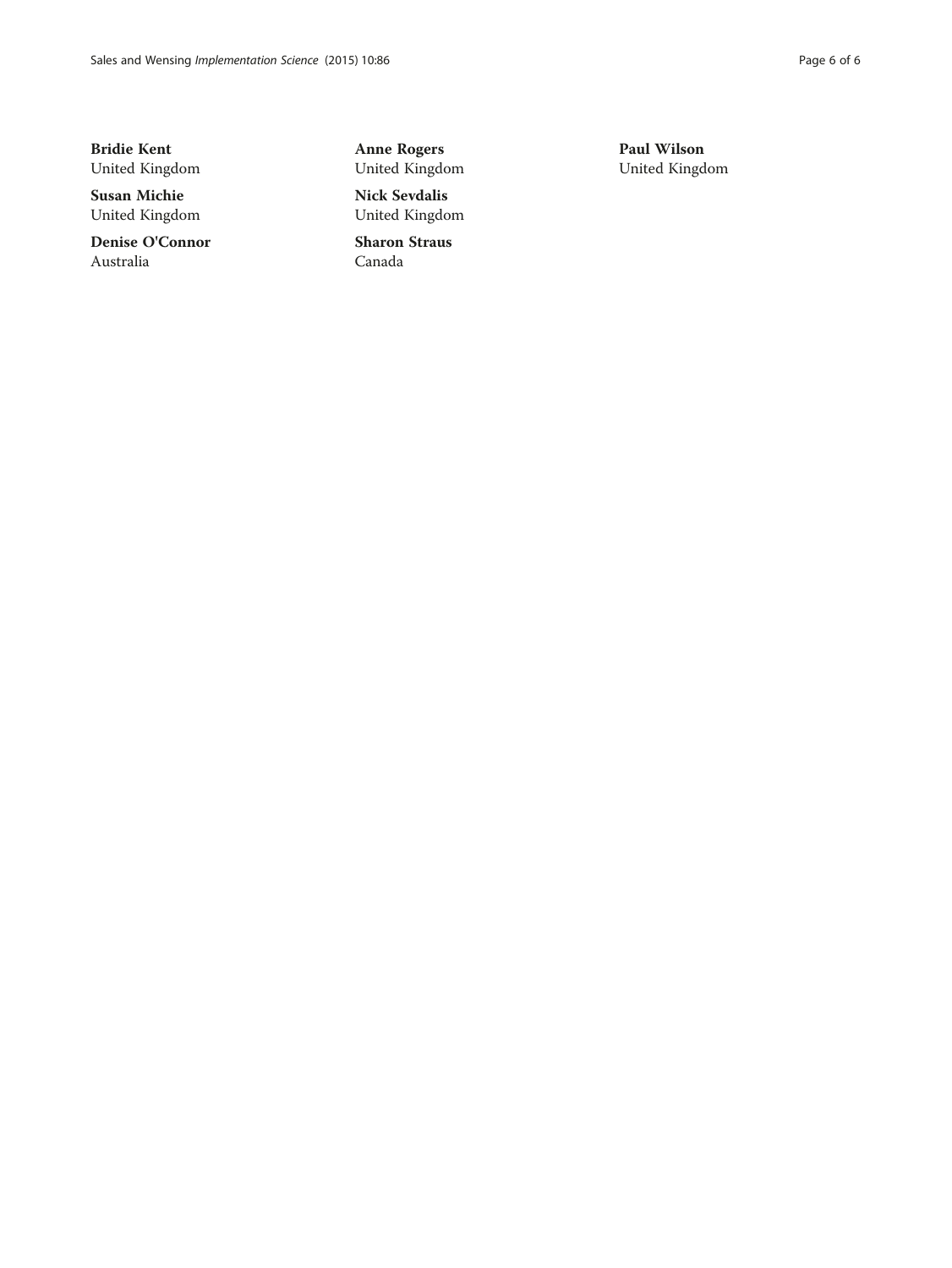**Bridie Kent**
United Kingdom

**Susan Michie**
United Kingdom

**Denise O'Connor**
Australia

**Anne Rogers**
United Kingdom

**Nick Sevdalis**
United Kingdom

**Sharon Straus**
Canada

**Paul Wilson**
United Kingdom